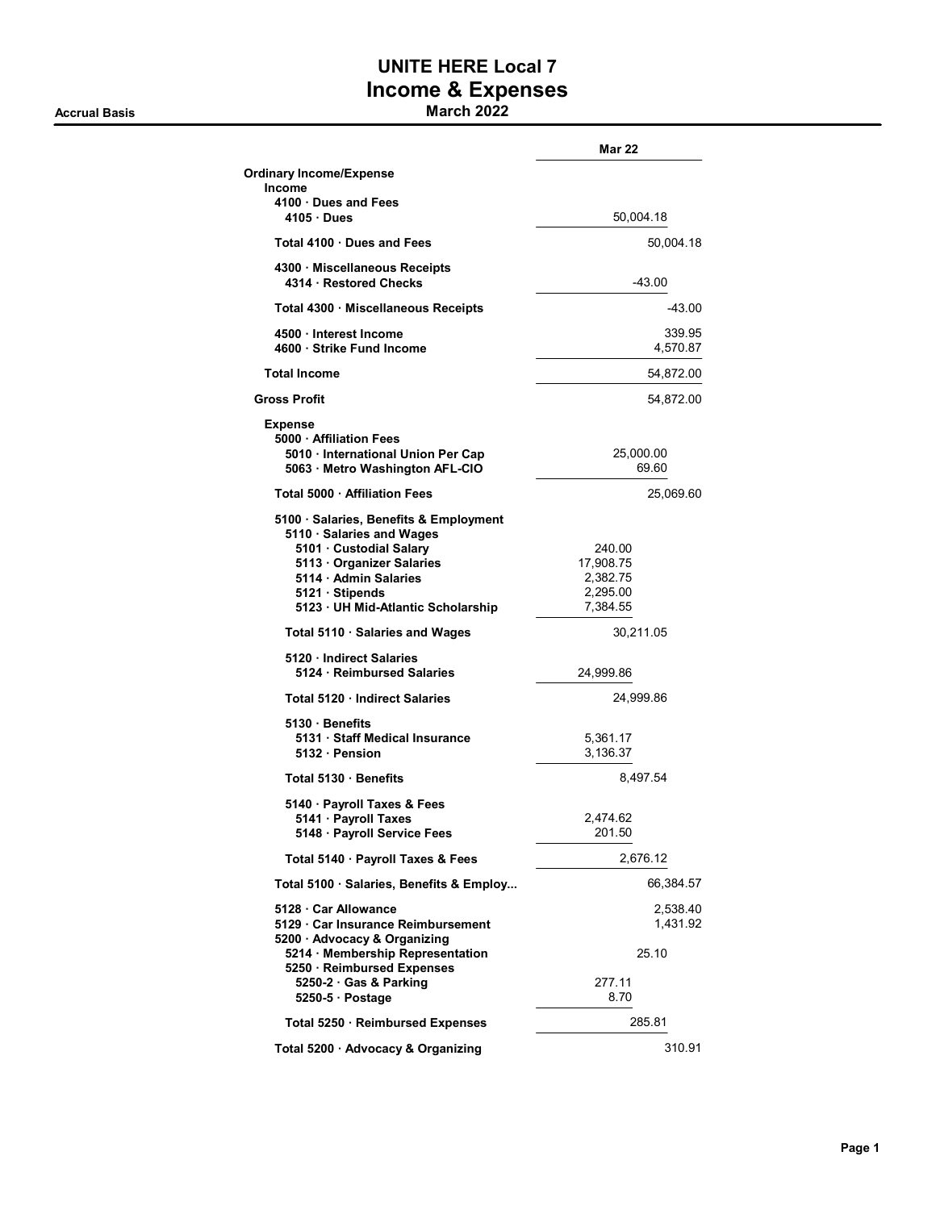# UNITE HERE Local 7
## Income & Expenses
### March 2022

Accrual Basis

| | Mar 22 | |
|---|---|---|
| **Ordinary Income/Expense** | | |
| **Income** | | |
| **4100 · Dues and Fees** | | |
| **4105 · Dues** | 50,004.18 | |
| **Total 4100 · Dues and Fees** | | 50,004.18 |
| **4300 · Miscellaneous Receipts** | | |
| **4314 · Restored Checks** | -43.00 | |
| **Total 4300 · Miscellaneous Receipts** | | -43.00 |
| **4500 · Interest Income** | | 339.95 |
| **4600 · Strike Fund Income** | | 4,570.87 |
| **Total Income** | | 54,872.00 |
| **Gross Profit** | | 54,872.00 |
| **Expense** | | |
| **5000 · Affiliation Fees** | | |
| **5010 · International Union Per Cap** | 25,000.00 | |
| **5063 · Metro Washington AFL-CIO** | 69.60 | |
| **Total 5000 · Affiliation Fees** | | 25,069.60 |
| **5100 · Salaries, Benefits & Employment** | | |
| **5110 · Salaries and Wages** | | |
| **5101 · Custodial Salary** | 240.00 | |
| **5113 · Organizer Salaries** | 17,908.75 | |
| **5114 · Admin Salaries** | 2,382.75 | |
| **5121 · Stipends** | 2,295.00 | |
| **5123 · UH Mid-Atlantic Scholarship** | 7,384.55 | |
| **Total 5110 · Salaries and Wages** | 30,211.05 | |
| **5120 · Indirect Salaries** | | |
| **5124 · Reimbursed Salaries** | 24,999.86 | |
| **Total 5120 · Indirect Salaries** | 24,999.86 | |
| **5130 · Benefits** | | |
| **5131 · Staff Medical Insurance** | 5,361.17 | |
| **5132 · Pension** | 3,136.37 | |
| **Total 5130 · Benefits** | 8,497.54 | |
| **5140 · Payroll Taxes & Fees** | | |
| **5141 · Payroll Taxes** | 2,474.62 | |
| **5148 · Payroll Service Fees** | 201.50 | |
| **Total 5140 · Payroll Taxes & Fees** | 2,676.12 | |
| **Total 5100 · Salaries, Benefits & Employ...** | | 66,384.57 |
| **5128 · Car Allowance** | | 2,538.40 |
| **5129 · Car Insurance Reimbursement** | | 1,431.92 |
| **5200 · Advocacy & Organizing** | | |
| **5214 · Membership Representation** | 25.10 | |
| **5250 · Reimbursed Expenses** | | |
| **5250-2 · Gas & Parking** | 277.11 | |
| **5250-5 · Postage** | 8.70 | |
| **Total 5250 · Reimbursed Expenses** | 285.81 | |
| **Total 5200 · Advocacy & Organizing** | | 310.91 |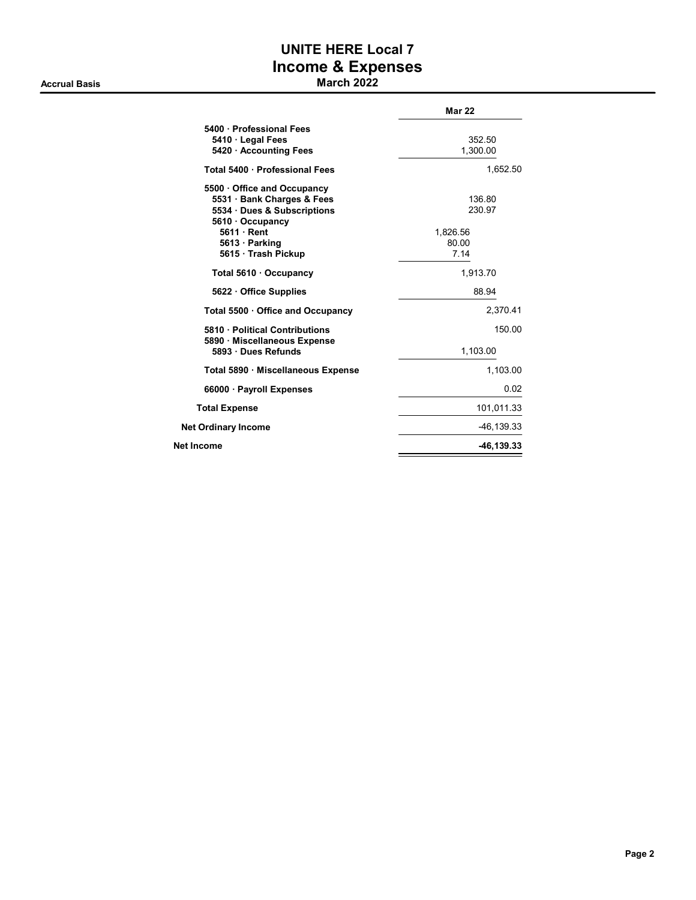# UNITE HERE Local 7
## Income & Expenses
### March 2022

Accrual Basis

| | Mar 22 |
|---|---|
| 5400 · Professional Fees | |
| 5410 · Legal Fees | 352.50 |
| 5420 · Accounting Fees | 1,300.00 |
| Total 5400 · Professional Fees | 1,652.50 |
| 5500 · Office and Occupancy | |
| 5531 · Bank Charges & Fees | 136.80 |
| 5534 · Dues & Subscriptions | 230.97 |
| 5610 · Occupancy | |
| 5611 · Rent | 1,826.56 |
| 5613 · Parking | 80.00 |
| 5615 · Trash Pickup | 7.14 |
| Total 5610 · Occupancy | 1,913.70 |
| 5622 · Office Supplies | 88.94 |
| Total 5500 · Office and Occupancy | 2,370.41 |
| 5810 · Political Contributions | 150.00 |
| 5890 · Miscellaneous Expense | |
| 5893 · Dues Refunds | 1,103.00 |
| Total 5890 · Miscellaneous Expense | 1,103.00 |
| 66000 · Payroll Expenses | 0.02 |
| Total Expense | 101,011.33 |
| Net Ordinary Income | -46,139.33 |
| **Net Income** | **-46,139.33** |